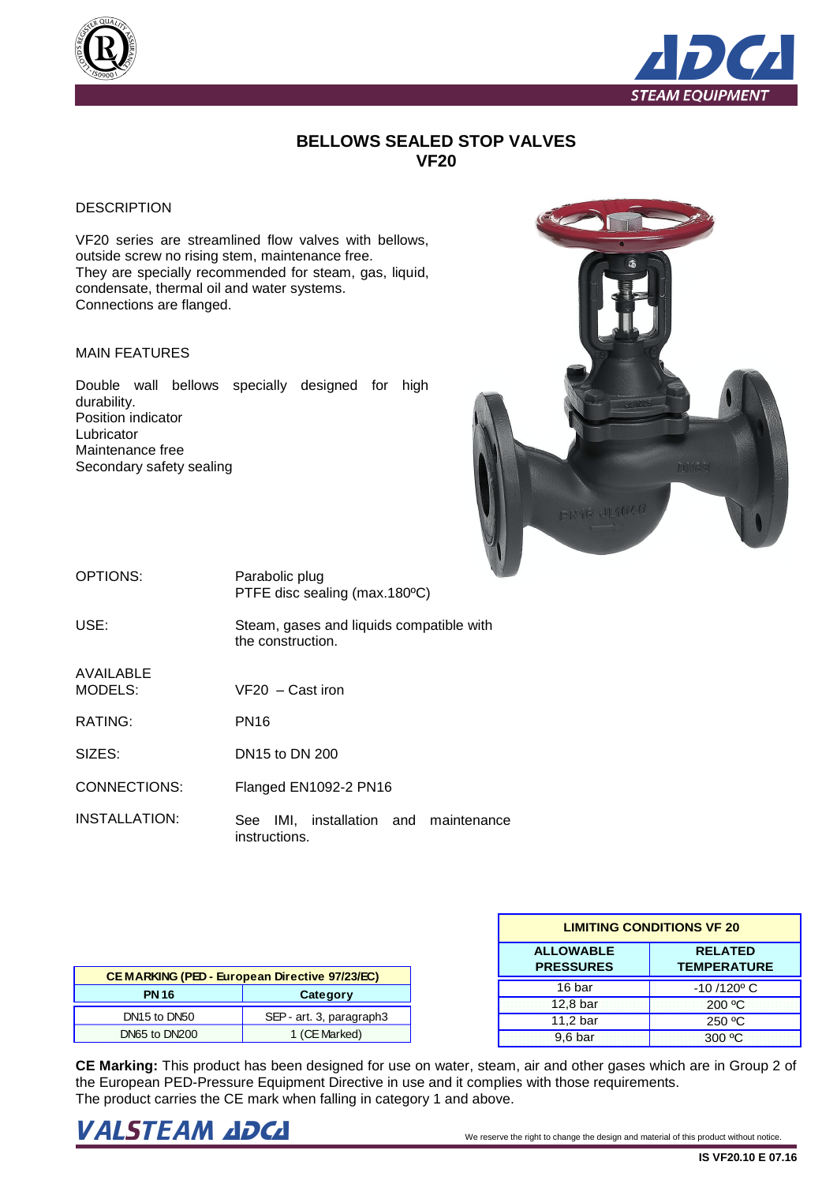# BELLOWS SEALED STOP VALVES
# VF20

## DESCRIPTION

VF20 series are streamlined flow valves with bellows, outside screw no rising stem, maintenance free.
They are specially recommended for steam, gas, liquid, condensate, thermal oil and water systems.
Connections are flanged.

## MAIN FEATURES

Double wall bellows specially designed for high durability.
Position indicator
Lubricator
Maintenance free
Secondary safety sealing

OPTIONS: Parabolic plug
PTFE disc sealing (max.180ºC)

USE: Steam, gases and liquids compatible with the construction.

AVAILABLE MODELS: VF20 – Cast iron

RATING: PN16

SIZES: DN15 to DN 200

CONNECTIONS: Flanged EN1092-2 PN16

INSTALLATION: See IMI, installation and maintenance instructions.

| CE MARKING (PED - European Directive 97/23/EC) | |
|---|---|
| **PN 16** | **Category** |
| DN15 to DN50 | SEP - art. 3, paragraph3 |
| DN65 to DN200 | 1 (CE Marked) |

| LIMITING CONDITIONS VF 20 | |
|---|---|
| **ALLOWABLE PRESSURES** | **RELATED TEMPERATURE** |
| 16 bar | -10 /120º C |
| 12,8 bar | 200 ºC |
| 11,2 bar | 250 ºC |
| 9,6 bar | 300 ºC |

**CE Marking:** This product has been designed for use on water, steam, air and other gases which are in Group 2 of the European PED-Pressure Equipment Directive in use and it complies with those requirements.
The product carries the CE mark when falling in category 1 and above.

We reserve the right to change the design and material of this product without notice.

IS VF20.10 E 07.16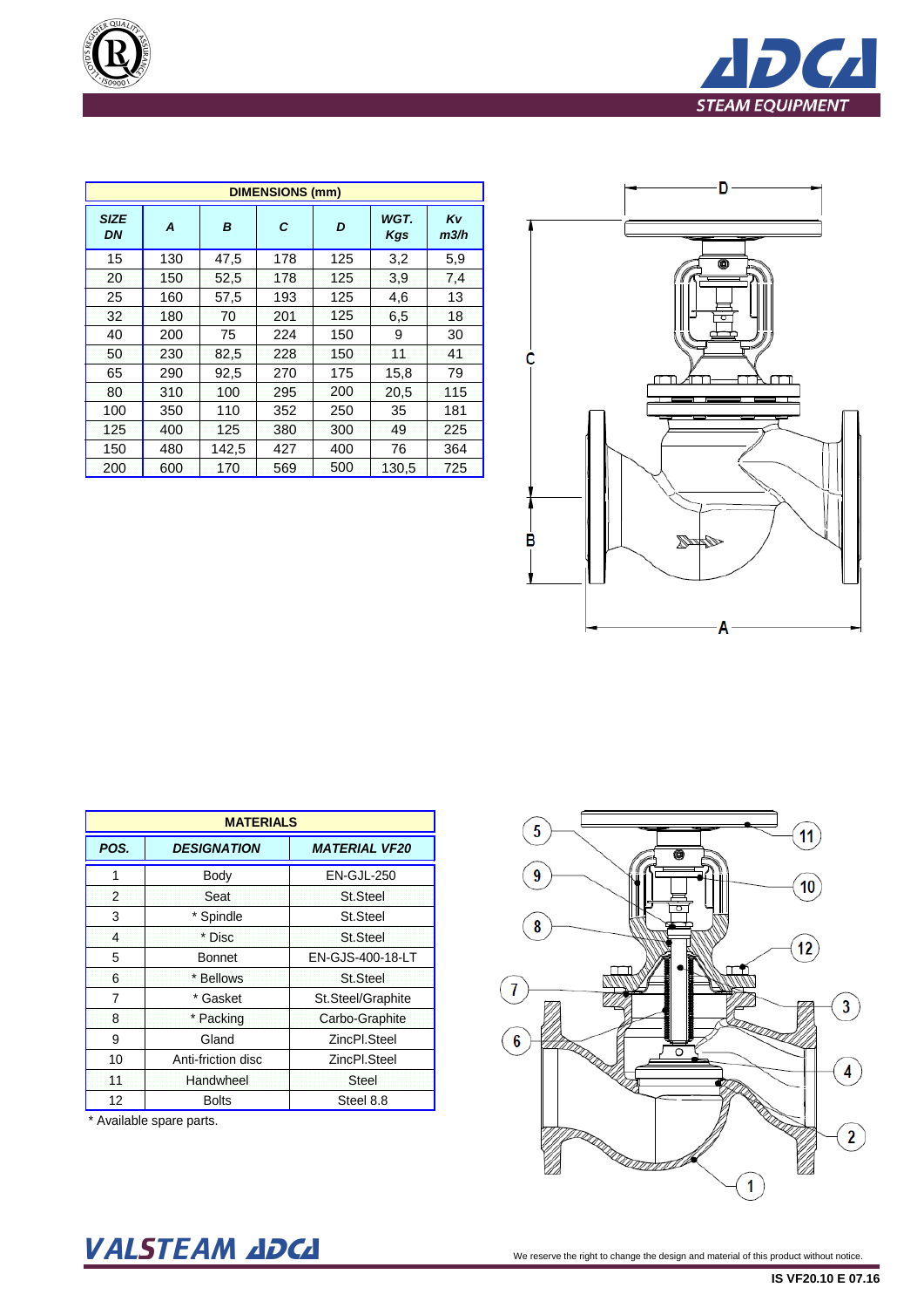| DIMENSIONS (mm) | | | | | | |
|---|---|---|---|---|---|---|
| ***SIZE DN*** | ***A*** | ***B*** | ***C*** | ***D*** | ***WGT. Kgs*** | ***Kv m3/h*** |
| 15 | 130 | 47,5 | 178 | 125 | 3,2 | 5,9 |
| 20 | 150 | 52,5 | 178 | 125 | 3,9 | 7,4 |
| 25 | 160 | 57,5 | 193 | 125 | 4,6 | 13 |
| 32 | 180 | 70 | 201 | 125 | 6,5 | 18 |
| 40 | 200 | 75 | 224 | 150 | 9 | 30 |
| 50 | 230 | 82,5 | 228 | 150 | 11 | 41 |
| 65 | 290 | 92,5 | 270 | 175 | 15,8 | 79 |
| 80 | 310 | 100 | 295 | 200 | 20,5 | 115 |
| 100 | 350 | 110 | 352 | 250 | 35 | 181 |
| 125 | 400 | 125 | 380 | 300 | 49 | 225 |
| 150 | 480 | 142,5 | 427 | 400 | 76 | 364 |
| 200 | 600 | 170 | 569 | 500 | 130,5 | 725 |

D

C

B

A

| MATERIALS | | |
|---|---|---|
| ***POS.*** | ***DESIGNATION*** | ***MATERIAL VF20*** |
| 1 | Body | EN-GJL-250 |
| 2 | Seat | St.Steel |
| 3 | * Spindle | St.Steel |
| 4 | * Disc | St.Steel |
| 5 | Bonnet | EN-GJS-400-18-LT |
| 6 | * Bellows | St.Steel |
| 7 | * Gasket | St.Steel/Graphite |
| 8 | * Packing | Carbo-Graphite |
| 9 | Gland | ZincPl.Steel |
| 10 | Anti-friction disc | ZincPl.Steel |
| 11 | Handwheel | Steel |
| 12 | Bolts | Steel 8.8 |

* Available spare parts.

5 11 9 10 8 12 7 3 6 4 2 1

We reserve the right to change the design and material of this product without notice.

**IS VF20.10 E 07.16**